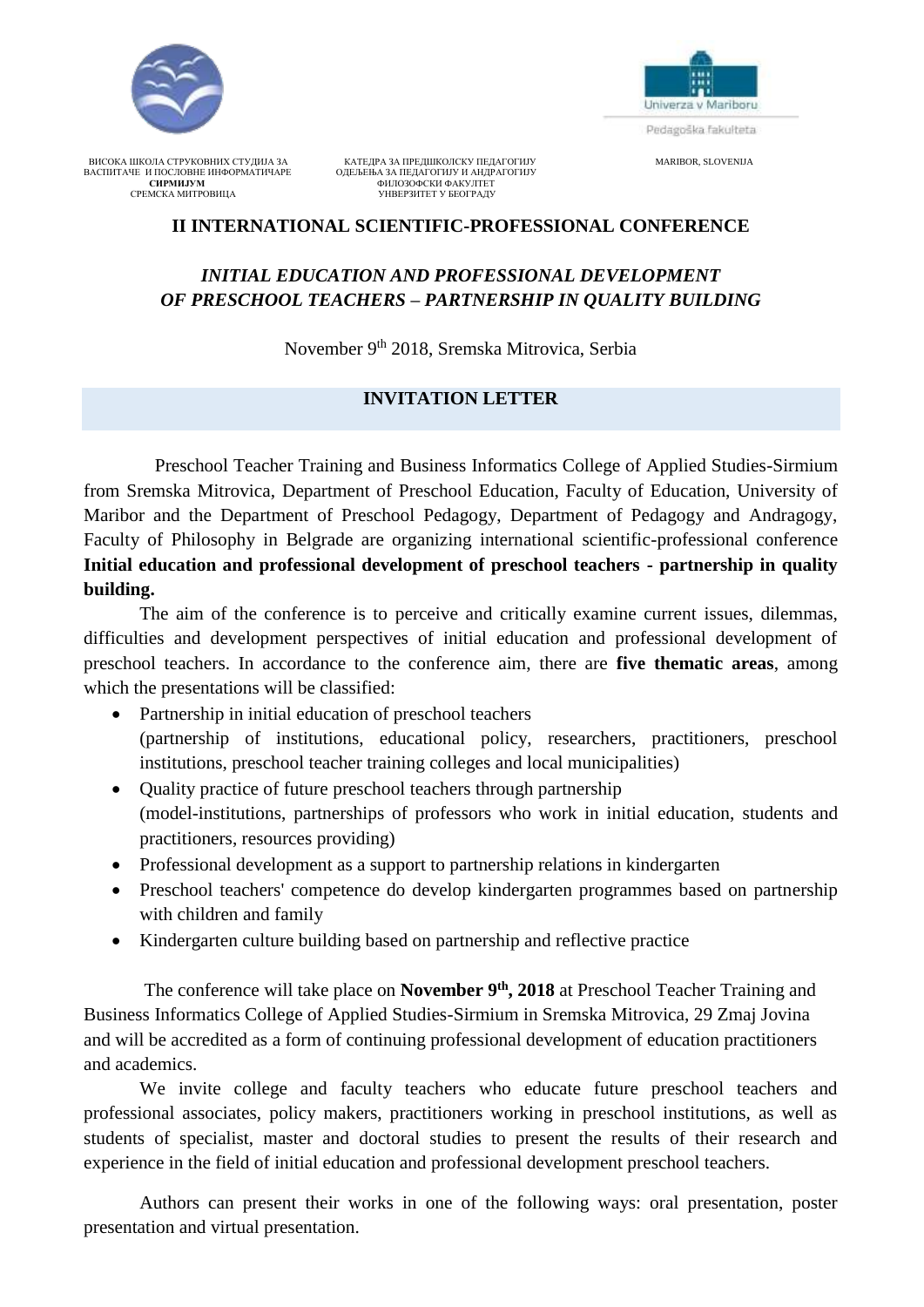ВИСОКА ШКОЛА СТРУКОВНИХ СТУДИЈА ЗА ВАСПИТАЧЕ И ПОСЛОВНЕ ИНФОРМАТИЧАРЕ **СИРМИЈУМ** СРЕМСКА МИТРОВИЦА

КАТЕДРА ЗА ПРЕДШКОЛСКУ ПЕДАГОГИЈУ ОДЕЉЕЊА ЗА ПЕДАГОГИЈУ И АНДРАГОГИЈУ ФИЛОЗОФСКИ ФАКУЛТЕТ УНВЕРЗИТЕТ У БЕОГРАДУ

Univerza v Mariboru Pedagoška fakulteta MARIBOR, SLOVENIJA

## II INTERNATIONAL SCIENTIFIC-PROFESSIONAL CONFERENCE

## *INITIAL EDUCATION AND PROFESSIONAL DEVELOPMENT OF PRESCHOOL TEACHERS – PARTNERSHIP IN QUALITY BUILDING*

November 9th 2018, Sremska Mitrovica, Serbia

## INVITATION LETTER

Preschool Teacher Training and Business Informatics College of Applied Studies-Sirmium from Sremska Mitrovica, Department of Preschool Education, Faculty of Education, University of Maribor and the Department of Preschool Pedagogy, Department of Pedagogy and Andragogy, Faculty of Philosophy in Belgrade are organizing international scientific-professional conference **Initial education and professional development of preschool teachers - partnership in quality building.**

The aim of the conference is to perceive and critically examine current issues, dilemmas, difficulties and development perspectives of initial education and professional development of preschool teachers. In accordance to the conference aim, there are **five thematic areas**, among which the presentations will be classified:

- Partnership in initial education of preschool teachers (partnership of institutions, educational policy, researchers, practitioners, preschool institutions, preschool teacher training colleges and local municipalities)
- Quality practice of future preschool teachers through partnership (model-institutions, partnerships of professors who work in initial education, students and practitioners, resources providing)
- Professional development as a support to partnership relations in kindergarten
- Preschool teachers' competence do develop kindergarten programmes based on partnership with children and family
- Kindergarten culture building based on partnership and reflective practice

The conference will take place on **November 9th, 2018** at Preschool Teacher Training and Business Informatics College of Applied Studies-Sirmium in Sremska Mitrovica, 29 Zmaj Jovina and will be accredited as a form of continuing professional development of education practitioners and academics.

We invite college and faculty teachers who educate future preschool teachers and professional associates, policy makers, practitioners working in preschool institutions, as well as students of specialist, master and doctoral studies to present the results of their research and experience in the field of initial education and professional development preschool teachers.

Authors can present their works in one of the following ways: oral presentation, poster presentation and virtual presentation.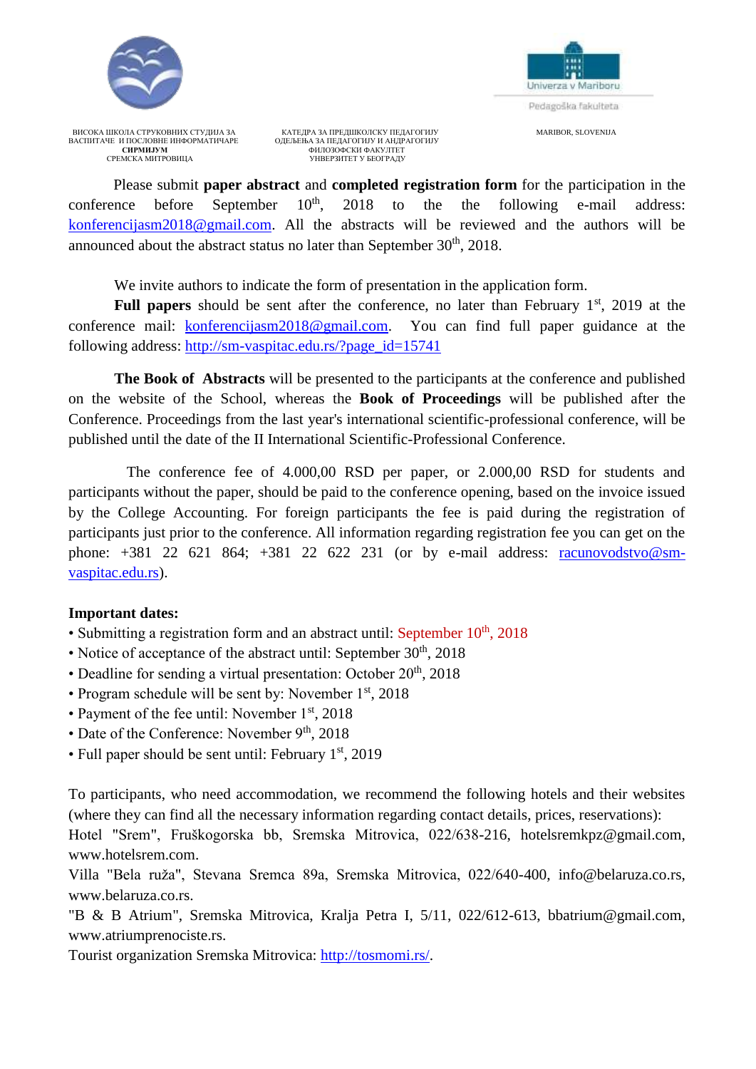ВИСОКА ШКОЛА СТРУКОВНИХ СТУДИЈА ЗА ВАСПИТАЧЕ И ПОСЛОВНЕ ИНФОРМАТИЧАРЕ
**СИРМИЈУМ**
СРЕМСКА МИТРОВИЦА

КАТЕДРА ЗА ПРЕДШКОЛСКУ ПЕДАГОГИЈУ
ОДЕЉЕЊА ЗА ПЕДАГОГИЈУ И АНДРАГОГИЈУ
ФИЛОЗОФСКИ ФАКУЛТЕТ
УНИВЕРЗИТЕТ У БЕОГРАДУ

Univerza v Mariboru
Pedagoška fakulteta
MARIBOR, SLOVENIJA

Please submit **paper abstract** and **completed registration form** for the participation in the conference before September 10th, 2018 to the the following e-mail address: konferencijasm2018@gmail.com. All the abstracts will be reviewed and the authors will be announced about the abstract status no later than September 30th, 2018.

We invite authors to indicate the form of presentation in the application form.

**Full papers** should be sent after the conference, no later than February 1st, 2019 at the conference mail: konferencijasm2018@gmail.com. You can find full paper guidance at the following address: http://sm-vaspitac.edu.rs/?page_id=15741

**The Book of Abstracts** will be presented to the participants at the conference and published on the website of the School, whereas the **Book of Proceedings** will be published after the Conference. Proceedings from the last year's international scientific-professional conference, will be published until the date of the II International Scientific-Professional Conference.

The conference fee of 4.000,00 RSD per paper, or 2.000,00 RSD for students and participants without the paper, should be paid to the conference opening, based on the invoice issued by the College Accounting. For foreign participants the fee is paid during the registration of participants just prior to the conference. All information regarding registration fee you can get on the phone: +381 22 621 864; +381 22 622 231 (or by e-mail address: racunovodstvo@sm-vaspitac.edu.rs).

**Important dates:**

- Submitting a registration form and an abstract until: September 10th, 2018
- Notice of acceptance of the abstract until: September 30th, 2018
- Deadline for sending a virtual presentation: October 20th, 2018
- Program schedule will be sent by: November 1st, 2018
- Payment of the fee until: November 1st, 2018
- Date of the Conference: November 9th, 2018
- Full paper should be sent until: February 1st, 2019

To participants, who need accommodation, we recommend the following hotels and their websites (where they can find all the necessary information regarding contact details, prices, reservations):

Hotel "Srem", Fruškogorska bb, Sremska Mitrovica, 022/638-216, hotelsremkpz@gmail.com, www.hotelsrem.com.

Villa "Bela ruža", Stevana Sremca 89a, Sremska Mitrovica, 022/640-400, info@belaruza.co.rs, www.belaruza.co.rs.

"B & B Atrium", Sremska Mitrovica, Kralja Petra I, 5/11, 022/612-613, bbatrium@gmail.com, www.atriumprenociste.rs.

Tourist organization Sremska Mitrovica: http://tosmomi.rs/.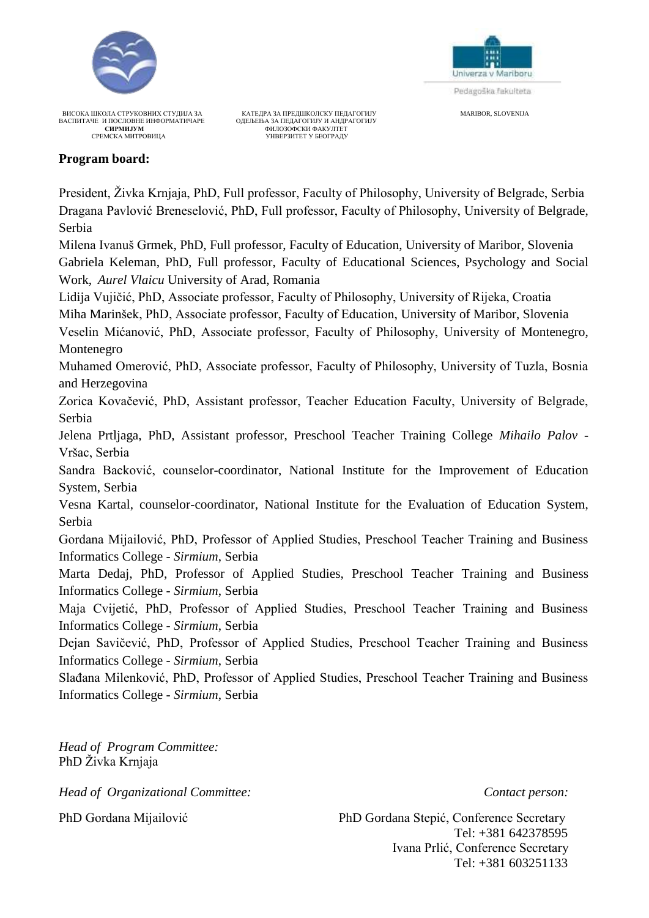ВИСОКА ШКОЛА СТРУКОВНИХ СТУДИЈА ЗА ВАСПИТАЧЕ И ПОСЛОВНЕ ИНФОРМАТИЧАРЕ
**СИРМИЈУМ**
СРЕМСКА МИТРОВИЦА

КАТЕДРА ЗА ПРЕДШКОЛСКУ ПЕДАГОГИЈУ
ОДЕЉЕЊА ЗА ПЕДАГОГИЈУ И АНДРАГОГИЈУ
ФИЛОЗОФСКИ ФАКУЛТЕТ
УНВЕРЗИТЕТ У БЕОГРАДУ

Univerza v Mariboru
Pedagoška fakulteta
MARIBOR, SLOVENIJA

**Program board:**

President, Živka Krnjaja, PhD, Full professor, Faculty of Philosophy, University of Belgrade, Serbia
Dragana Pavlović Breneselović, PhD, Full professor, Faculty of Philosophy, University of Belgrade, Serbia
Milena Ivanuš Grmek, PhD, Full professor, Faculty of Education, University of Maribor, Slovenia
Gabriela Keleman, PhD, Full professor, Faculty of Educational Sciences, Psychology and Social Work, *Aurel Vlaicu* University of Arad, Romania
Lidija Vujičić, PhD, Associate professor, Faculty of Philosophy, University of Rijeka, Croatia
Miha Marinšek, PhD, Associate professor, Faculty of Education, University of Maribor, Slovenia
Veselin Mićanović, PhD, Associate professor, Faculty of Philosophy, University of Montenegro, Montenegro
Muhamed Omerović, PhD, Associate professor, Faculty of Philosophy, University of Tuzla, Bosnia and Herzegovina
Zorica Kovačević, PhD, Assistant professor, Teacher Education Faculty, University of Belgrade, Serbia
Jelena Prtljaga, PhD, Assistant professor, Preschool Teacher Training College *Mihailo Palov* - Vršac, Serbia
Sandra Backović, counselor-coordinator, National Institute for the Improvement of Education System, Serbia
Vesna Kartal, counselor-coordinator, National Institute for the Evaluation of Education System, Serbia
Gordana Mijailović, PhD, Professor of Applied Studies, Preschool Teacher Training and Business Informatics College - *Sirmium*, Serbia
Marta Dedaj, PhD, Professor of Applied Studies, Preschool Teacher Training and Business Informatics College - *Sirmium*, Serbia
Maja Cvijetić, PhD, Professor of Applied Studies, Preschool Teacher Training and Business Informatics College - *Sirmium*, Serbia
Dejan Savičević, PhD, Professor of Applied Studies, Preschool Teacher Training and Business Informatics College - *Sirmium*, Serbia
Slađana Milenković, PhD, Professor of Applied Studies, Preschool Teacher Training and Business Informatics College - *Sirmium*, Serbia

*Head of Program Committee:*
PhD Živka Krnjaja

*Head of Organizational Committee:*
PhD Gordana Mijailović

*Contact person:*
PhD Gordana Stepić, Conference Secretary
Tel: +381 642378595
Ivana Prlić, Conference Secretary
Tel: +381 603251133